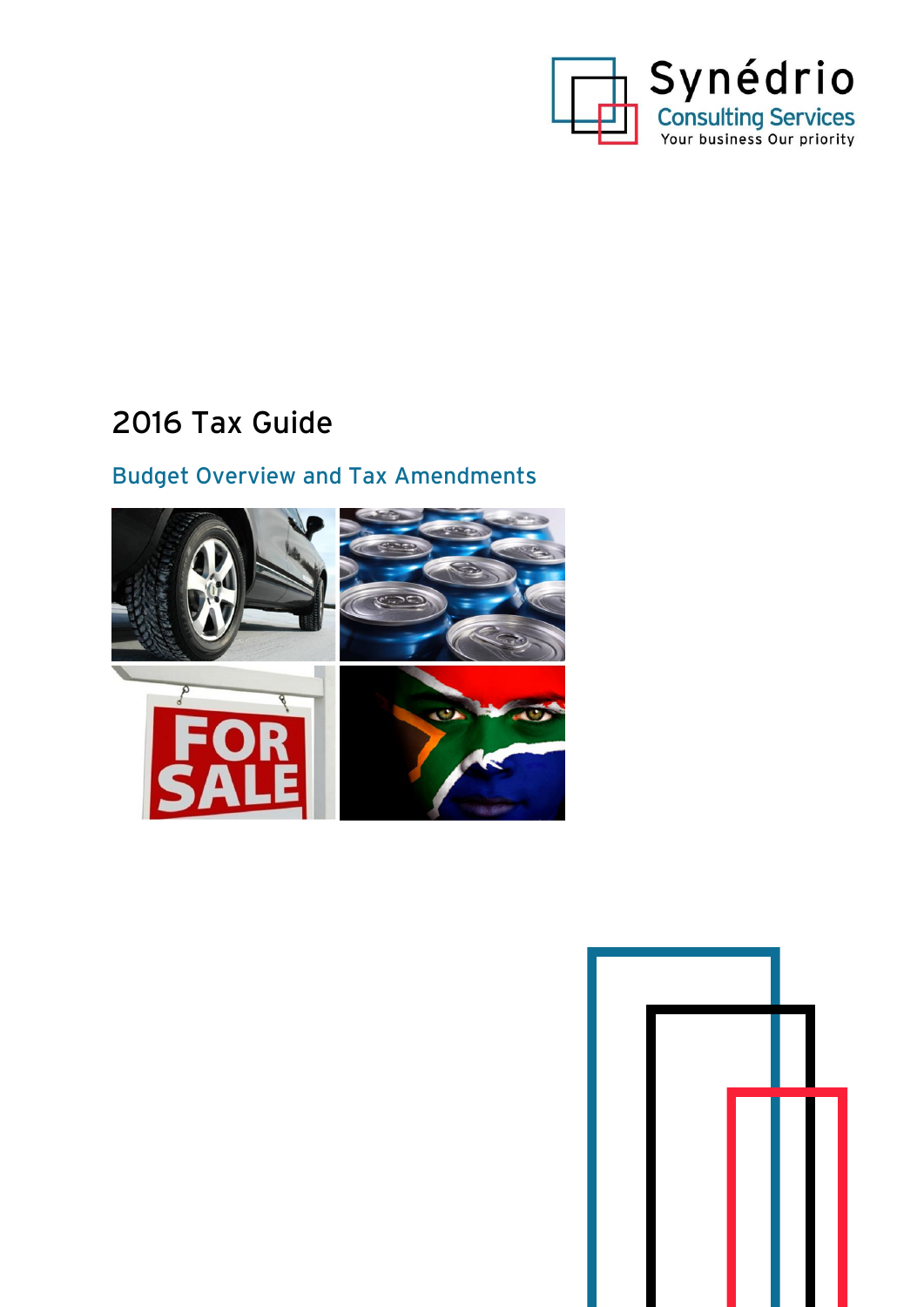Synédrio

Consulting Services

Your business Our priority

# 2016 Tax Guide

## Budget Overview and Tax Amendments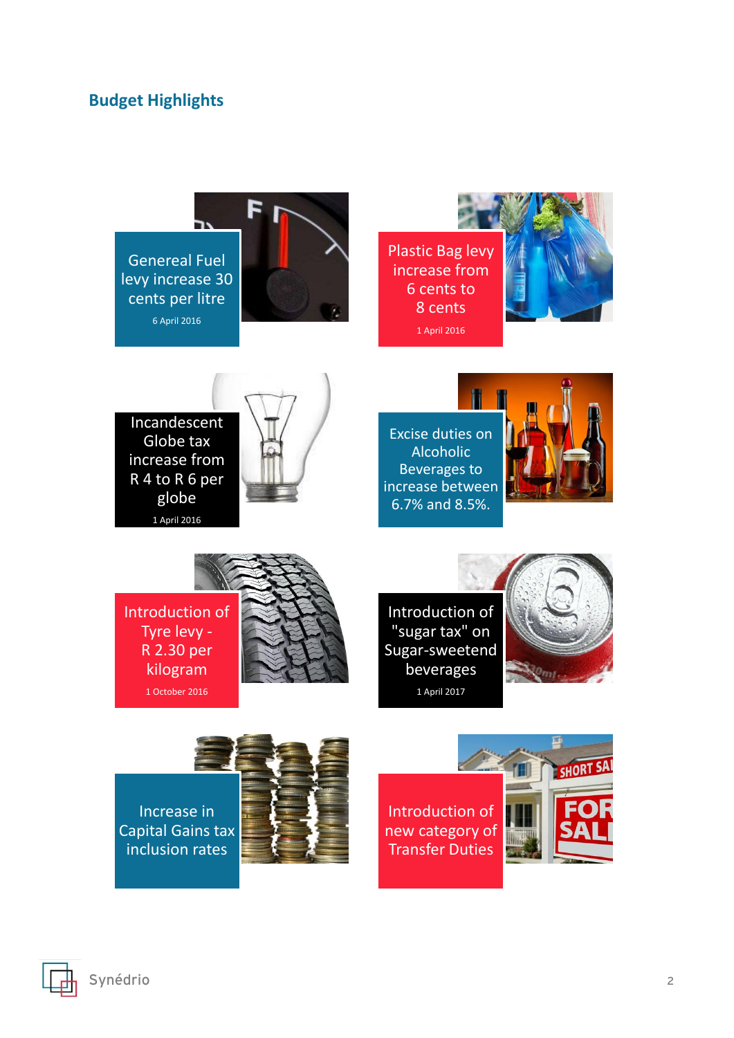## Budget Highlights

Genereal Fuel levy increase 30 cents per litre

6 April 2016

Plastic Bag levy increase from 6 cents to 8 cents

1 April 2016

Incandescent Globe tax increase from R 4 to R 6 per globe

1 April 2016

Excise duties on Alcoholic Beverages to increase between 6.7% and 8.5%.

Introduction of Tyre levy - R 2.30 per kilogram

1 October 2016

Introduction of "sugar tax" on Sugar-sweetend beverages

1 April 2017

Increase in Capital Gains tax inclusion rates

Introduction of new category of Transfer Duties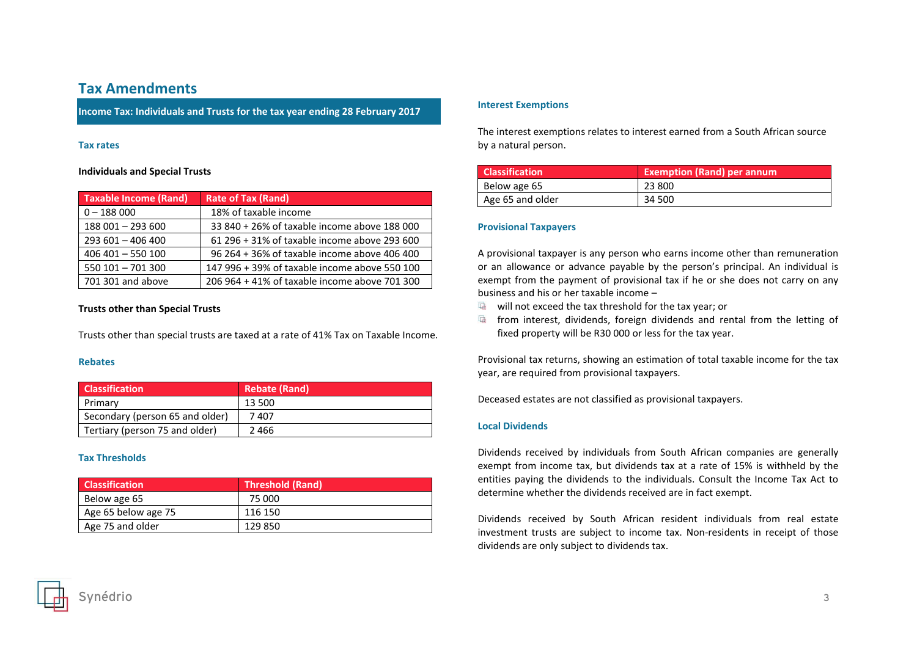# Tax Amendments

## Income Tax: Individuals and Trusts for the tax year ending 28 February 2017

### Tax rates

**Individuals and Special Trusts**

| Taxable Income (Rand) | Rate of Tax (Rand) |
|---|---|
| 0 – 188 000 | 18% of taxable income |
| 188 001 – 293 600 | 33 840 + 26% of taxable income above 188 000 |
| 293 601 – 406 400 | 61 296 + 31% of taxable income above 293 600 |
| 406 401 – 550 100 | 96 264 + 36% of taxable income above 406 400 |
| 550 101 – 701 300 | 147 996 + 39% of taxable income above 550 100 |
| 701 301 and above | 206 964 + 41% of taxable income above 701 300 |

**Trusts other than Special Trusts**

Trusts other than special trusts are taxed at a rate of 41% Tax on Taxable Income.

### Rebates

| Classification | Rebate (Rand) |
|---|---|
| Primary | 13 500 |
| Secondary (person 65 and older) | 7 407 |
| Tertiary (person 75 and older) | 2 466 |

### Tax Thresholds

| Classification | Threshold (Rand) |
|---|---|
| Below age 65 | 75 000 |
| Age 65 below age 75 | 116 150 |
| Age 75 and older | 129 850 |

### Interest Exemptions

The interest exemptions relates to interest earned from a South African source by a natural person.

| Classification | Exemption (Rand) per annum |
|---|---|
| Below age 65 | 23 800 |
| Age 65 and older | 34 500 |

### Provisional Taxpayers

A provisional taxpayer is any person who earns income other than remuneration or an allowance or advance payable by the person's principal. An individual is exempt from the payment of provisional tax if he or she does not carry on any business and his or her taxable income –

- will not exceed the tax threshold for the tax year; or
- from interest, dividends, foreign dividends and rental from the letting of fixed property will be R30 000 or less for the tax year.

Provisional tax returns, showing an estimation of total taxable income for the tax year, are required from provisional taxpayers.

Deceased estates are not classified as provisional taxpayers.

### Local Dividends

Dividends received by individuals from South African companies are generally exempt from income tax, but dividends tax at a rate of 15% is withheld by the entities paying the dividends to the individuals. Consult the Income Tax Act to determine whether the dividends received are in fact exempt.

Dividends received by South African resident individuals from real estate investment trusts are subject to income tax. Non-residents in receipt of those dividends are only subject to dividends tax.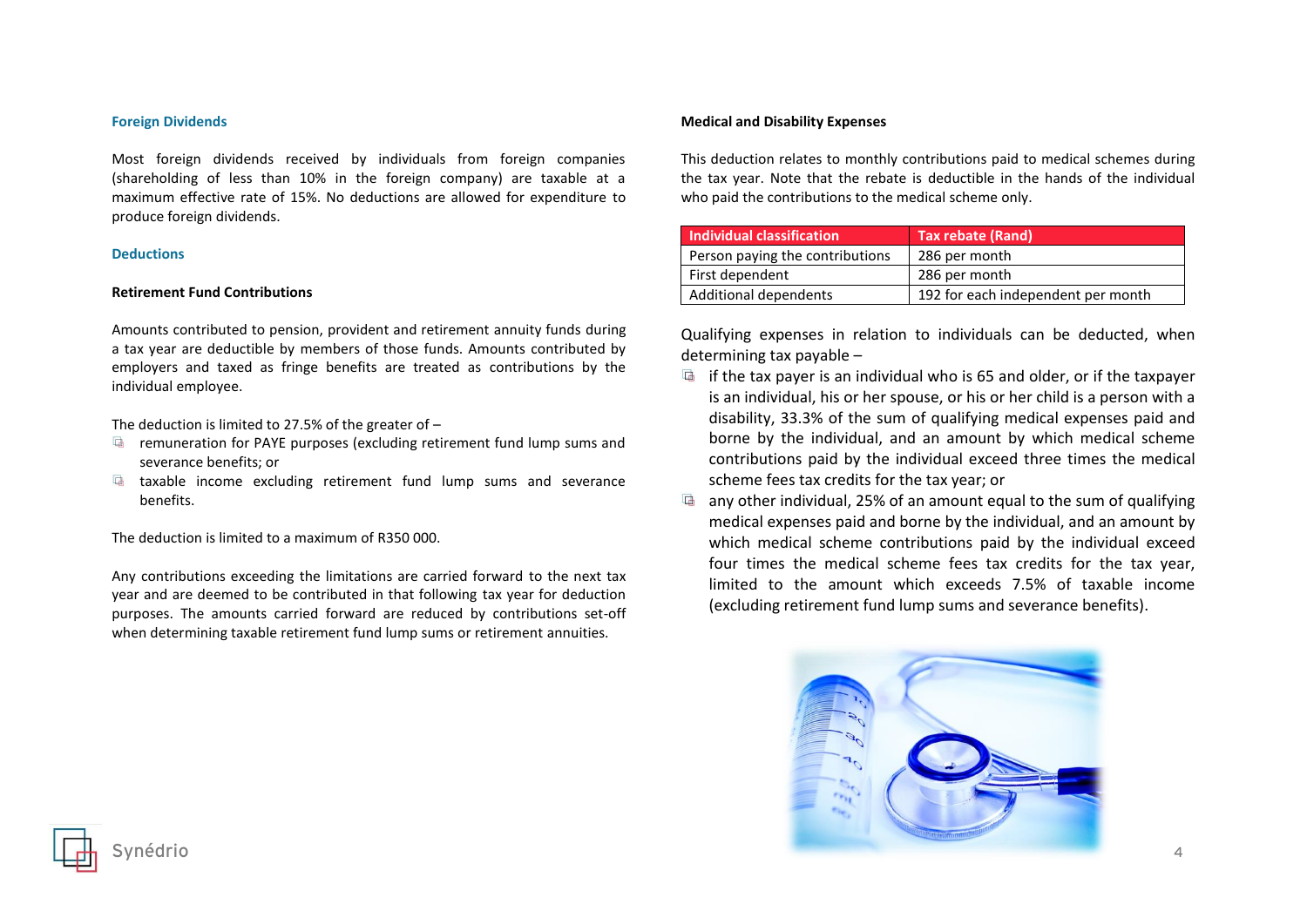## Foreign Dividends

Most foreign dividends received by individuals from foreign companies (shareholding of less than 10% in the foreign company) are taxable at a maximum effective rate of 15%. No deductions are allowed for expenditure to produce foreign dividends.

## Deductions

### Retirement Fund Contributions

Amounts contributed to pension, provident and retirement annuity funds during a tax year are deductible by members of those funds. Amounts contributed by employers and taxed as fringe benefits are treated as contributions by the individual employee.

The deduction is limited to 27.5% of the greater of –

- remuneration for PAYE purposes (excluding retirement fund lump sums and severance benefits; or
- taxable income excluding retirement fund lump sums and severance benefits.

The deduction is limited to a maximum of R350 000.

Any contributions exceeding the limitations are carried forward to the next tax year and are deemed to be contributed in that following tax year for deduction purposes. The amounts carried forward are reduced by contributions set-off when determining taxable retirement fund lump sums or retirement annuities.

### Medical and Disability Expenses

This deduction relates to monthly contributions paid to medical schemes during the tax year. Note that the rebate is deductible in the hands of the individual who paid the contributions to the medical scheme only.

| Individual classification | Tax rebate (Rand) |
|---|---|
| Person paying the contributions | 286 per month |
| First dependent | 286 per month |
| Additional dependents | 192 for each independent per month |

Qualifying expenses in relation to individuals can be deducted, when determining tax payable –

- if the tax payer is an individual who is 65 and older, or if the taxpayer is an individual, his or her spouse, or his or her child is a person with a disability, 33.3% of the sum of qualifying medical expenses paid and borne by the individual, and an amount by which medical scheme contributions paid by the individual exceed three times the medical scheme fees tax credits for the tax year; or
- any other individual, 25% of an amount equal to the sum of qualifying medical expenses paid and borne by the individual, and an amount by which medical scheme contributions paid by the individual exceed four times the medical scheme fees tax credits for the tax year, limited to the amount which exceeds 7.5% of taxable income (excluding retirement fund lump sums and severance benefits).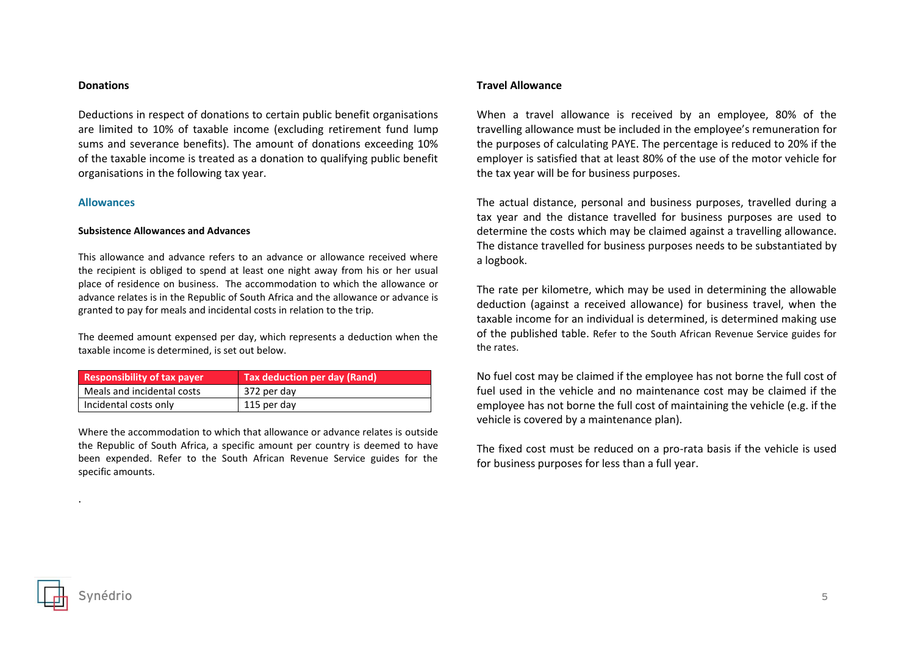### Donations

Deductions in respect of donations to certain public benefit organisations are limited to 10% of taxable income (excluding retirement fund lump sums and severance benefits). The amount of donations exceeding 10% of the taxable income is treated as a donation to qualifying public benefit organisations in the following tax year.

## Allowances

#### Subsistence Allowances and Advances

This allowance and advance refers to an advance or allowance received where the recipient is obliged to spend at least one night away from his or her usual place of residence on business. The accommodation to which the allowance or advance relates is in the Republic of South Africa and the allowance or advance is granted to pay for meals and incidental costs in relation to the trip.

The deemed amount expensed per day, which represents a deduction when the taxable income is determined, is set out below.

| Responsibility of tax payer | Tax deduction per day (Rand) |
|---|---|
| Meals and incidental costs | 372 per day |
| Incidental costs only | 115 per day |

Where the accommodation to which that allowance or advance relates is outside the Republic of South Africa, a specific amount per country is deemed to have been expended. Refer to the South African Revenue Service guides for the specific amounts.

.

### Travel Allowance

When a travel allowance is received by an employee, 80% of the travelling allowance must be included in the employee's remuneration for the purposes of calculating PAYE. The percentage is reduced to 20% if the employer is satisfied that at least 80% of the use of the motor vehicle for the tax year will be for business purposes.

The actual distance, personal and business purposes, travelled during a tax year and the distance travelled for business purposes are used to determine the costs which may be claimed against a travelling allowance. The distance travelled for business purposes needs to be substantiated by a logbook.

The rate per kilometre, which may be used in determining the allowable deduction (against a received allowance) for business travel, when the taxable income for an individual is determined, is determined making use of the published table. Refer to the South African Revenue Service guides for the rates.

No fuel cost may be claimed if the employee has not borne the full cost of fuel used in the vehicle and no maintenance cost may be claimed if the employee has not borne the full cost of maintaining the vehicle (e.g. if the vehicle is covered by a maintenance plan).

The fixed cost must be reduced on a pro-rata basis if the vehicle is used for business purposes for less than a full year.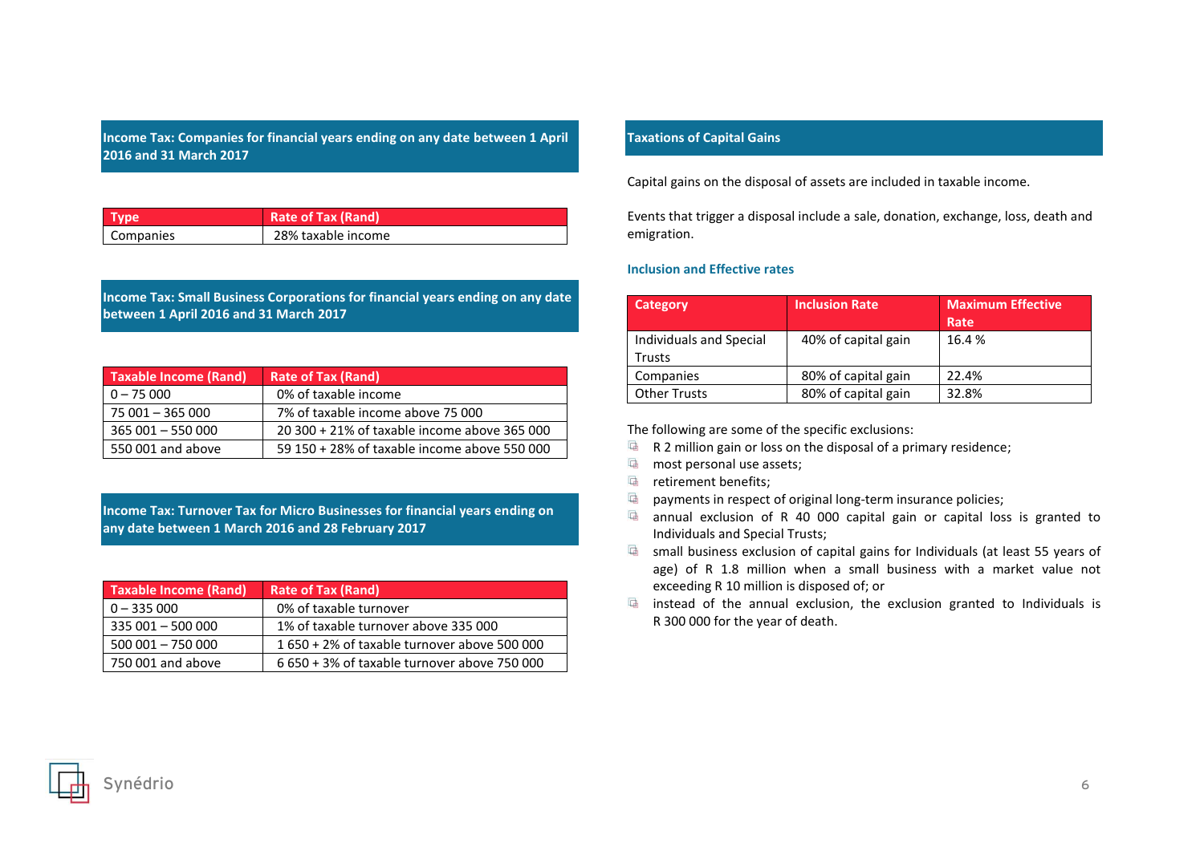## Income Tax: Companies for financial years ending on any date between 1 April 2016 and 31 March 2017

| Type | Rate of Tax (Rand) |
|---|---|
| Companies | 28% taxable income |

## Income Tax: Small Business Corporations for financial years ending on any date between 1 April 2016 and 31 March 2017

| Taxable Income (Rand) | Rate of Tax (Rand) |
|---|---|
| 0 – 75 000 | 0% of taxable income |
| 75 001 – 365 000 | 7% of taxable income above 75 000 |
| 365 001 – 550 000 | 20 300 + 21% of taxable income above 365 000 |
| 550 001 and above | 59 150 + 28% of taxable income above 550 000 |

## Income Tax: Turnover Tax for Micro Businesses for financial years ending on any date between 1 March 2016 and 28 February 2017

| Taxable Income (Rand) | Rate of Tax (Rand) |
|---|---|
| 0 – 335 000 | 0% of taxable turnover |
| 335 001 – 500 000 | 1% of taxable turnover above 335 000 |
| 500 001 – 750 000 | 1 650 + 2% of taxable turnover above 500 000 |
| 750 001 and above | 6 650 + 3% of taxable turnover above 750 000 |

## Taxations of Capital Gains

Capital gains on the disposal of assets are included in taxable income.

Events that trigger a disposal include a sale, donation, exchange, loss, death and emigration.

### Inclusion and Effective rates

| Category | Inclusion Rate | Maximum Effective Rate |
|---|---|---|
| Individuals and Special Trusts | 40% of capital gain | 16.4 % |
| Companies | 80% of capital gain | 22.4% |
| Other Trusts | 80% of capital gain | 32.8% |

The following are some of the specific exclusions:

- R 2 million gain or loss on the disposal of a primary residence;
- most personal use assets;
- retirement benefits;
- payments in respect of original long-term insurance policies;
- annual exclusion of R 40 000 capital gain or capital loss is granted to Individuals and Special Trusts;
- small business exclusion of capital gains for Individuals (at least 55 years of age) of R 1.8 million when a small business with a market value not exceeding R 10 million is disposed of; or
- instead of the annual exclusion, the exclusion granted to Individuals is R 300 000 for the year of death.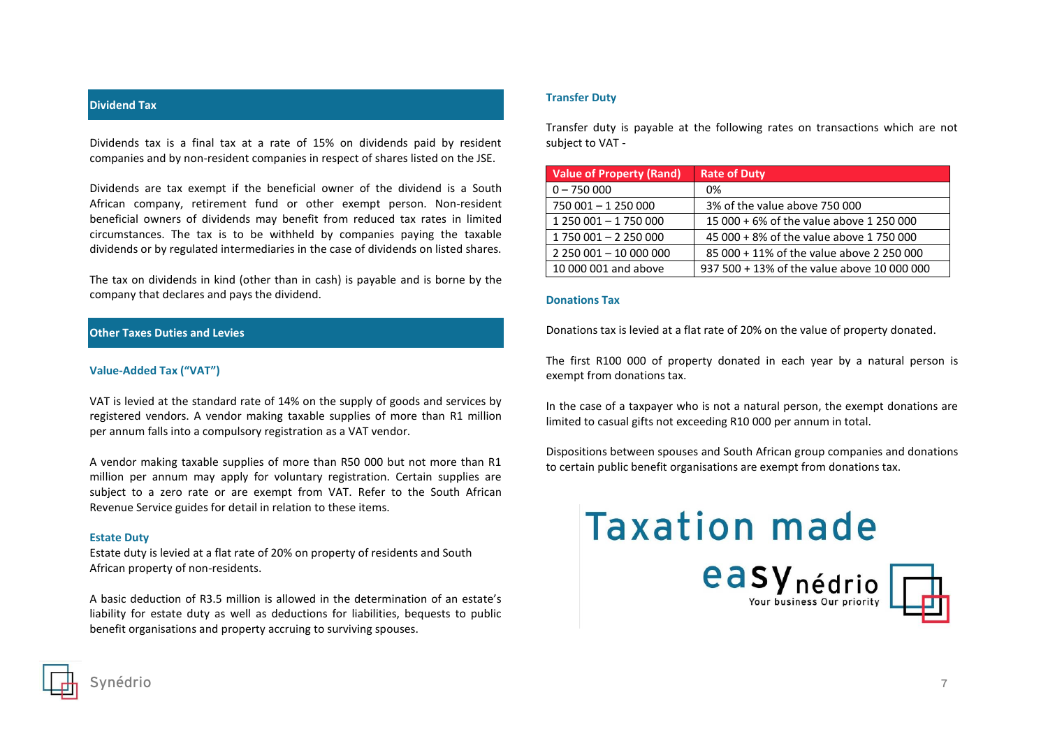## Dividend Tax

Dividends tax is a final tax at a rate of 15% on dividends paid by resident companies and by non-resident companies in respect of shares listed on the JSE.

Dividends are tax exempt if the beneficial owner of the dividend is a South African company, retirement fund or other exempt person. Non-resident beneficial owners of dividends may benefit from reduced tax rates in limited circumstances. The tax is to be withheld by companies paying the taxable dividends or by regulated intermediaries in the case of dividends on listed shares.

The tax on dividends in kind (other than in cash) is payable and is borne by the company that declares and pays the dividend.

## Other Taxes Duties and Levies

### Value-Added Tax ("VAT")

VAT is levied at the standard rate of 14% on the supply of goods and services by registered vendors. A vendor making taxable supplies of more than R1 million per annum falls into a compulsory registration as a VAT vendor.

A vendor making taxable supplies of more than R50 000 but not more than R1 million per annum may apply for voluntary registration. Certain supplies are subject to a zero rate or are exempt from VAT. Refer to the South African Revenue Service guides for detail in relation to these items.

### Estate Duty

Estate duty is levied at a flat rate of 20% on property of residents and South African property of non-residents.

A basic deduction of R3.5 million is allowed in the determination of an estate's liability for estate duty as well as deductions for liabilities, bequests to public benefit organisations and property accruing to surviving spouses.

### Transfer Duty

Transfer duty is payable at the following rates on transactions which are not subject to VAT -

| Value of Property (Rand) | Rate of Duty |
|---|---|
| 0 – 750 000 | 0% |
| 750 001 – 1 250 000 | 3% of the value above 750 000 |
| 1 250 001 – 1 750 000 | 15 000 + 6% of the value above 1 250 000 |
| 1 750 001 – 2 250 000 | 45 000 + 8% of the value above 1 750 000 |
| 2 250 001 – 10 000 000 | 85 000 + 11% of the value above 2 250 000 |
| 10 000 001 and above | 937 500 + 13% of the value above 10 000 000 |

### Donations Tax

Donations tax is levied at a flat rate of 20% on the value of property donated.

The first R100 000 of property donated in each year by a natural person is exempt from donations tax.

In the case of a taxpayer who is not a natural person, the exempt donations are limited to casual gifts not exceeding R10 000 per annum in total.

Dispositions between spouses and South African group companies and donations to certain public benefit organisations are exempt from donations tax.

Taxation made easynédrio

Your business Our priority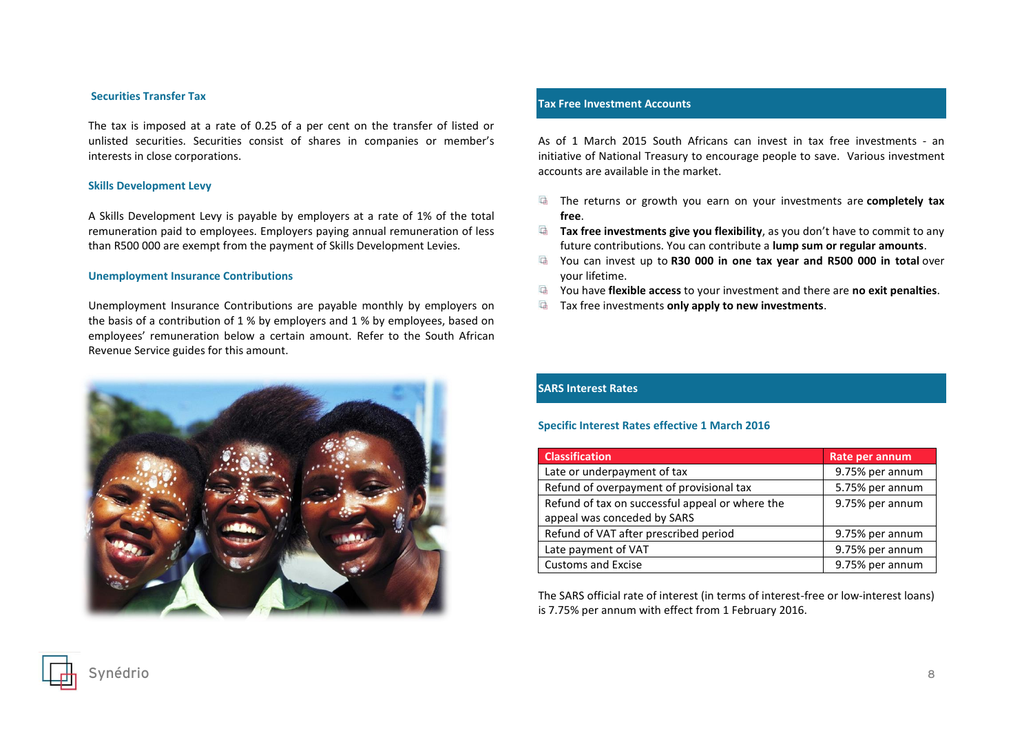### Securities Transfer Tax

The tax is imposed at a rate of 0.25 of a per cent on the transfer of listed or unlisted securities. Securities consist of shares in companies or member's interests in close corporations.

### Skills Development Levy

A Skills Development Levy is payable by employers at a rate of 1% of the total remuneration paid to employees. Employers paying annual remuneration of less than R500 000 are exempt from the payment of Skills Development Levies.

### Unemployment Insurance Contributions

Unemployment Insurance Contributions are payable monthly by employers on the basis of a contribution of 1 % by employers and 1 % by employees, based on employees' remuneration below a certain amount. Refer to the South African Revenue Service guides for this amount.

## Tax Free Investment Accounts

As of 1 March 2015 South Africans can invest in tax free investments - an initiative of National Treasury to encourage people to save. Various investment accounts are available in the market.

- The returns or growth you earn on your investments are **completely tax free**.
- **Tax free investments give you flexibility**, as you don't have to commit to any future contributions. You can contribute a **lump sum or regular amounts**.
- You can invest up to **R30 000 in one tax year and R500 000 in total** over your lifetime.
- You have **flexible access** to your investment and there are **no exit penalties**.
- Tax free investments **only apply to new investments**.

## SARS Interest Rates

### Specific Interest Rates effective 1 March 2016

| Classification | Rate per annum |
|---|---|
| Late or underpayment of tax | 9.75% per annum |
| Refund of overpayment of provisional tax | 5.75% per annum |
| Refund of tax on successful appeal or where the appeal was conceded by SARS | 9.75% per annum |
| Refund of VAT after prescribed period | 9.75% per annum |
| Late payment of VAT | 9.75% per annum |
| Customs and Excise | 9.75% per annum |

The SARS official rate of interest (in terms of interest-free or low-interest loans) is 7.75% per annum with effect from 1 February 2016.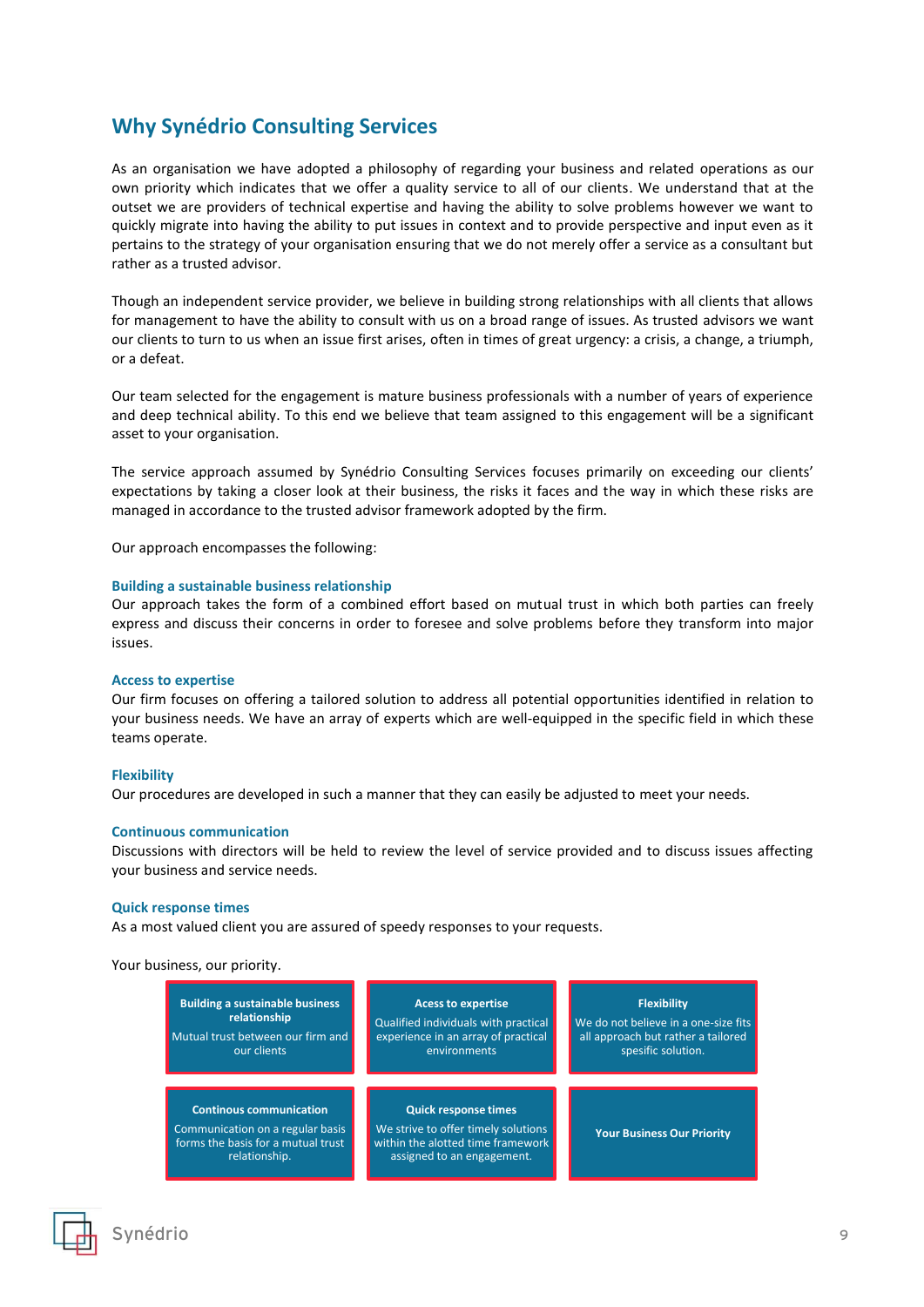## Why Synédrio Consulting Services

As an organisation we have adopted a philosophy of regarding your business and related operations as our own priority which indicates that we offer a quality service to all of our clients. We understand that at the outset we are providers of technical expertise and having the ability to solve problems however we want to quickly migrate into having the ability to put issues in context and to provide perspective and input even as it pertains to the strategy of your organisation ensuring that we do not merely offer a service as a consultant but rather as a trusted advisor.

Though an independent service provider, we believe in building strong relationships with all clients that allows for management to have the ability to consult with us on a broad range of issues. As trusted advisors we want our clients to turn to us when an issue first arises, often in times of great urgency: a crisis, a change, a triumph, or a defeat.

Our team selected for the engagement is mature business professionals with a number of years of experience and deep technical ability. To this end we believe that team assigned to this engagement will be a significant asset to your organisation.

The service approach assumed by Synédrio Consulting Services focuses primarily on exceeding our clients' expectations by taking a closer look at their business, the risks it faces and the way in which these risks are managed in accordance to the trusted advisor framework adopted by the firm.

Our approach encompasses the following:

### Building a sustainable business relationship

Our approach takes the form of a combined effort based on mutual trust in which both parties can freely express and discuss their concerns in order to foresee and solve problems before they transform into major issues.

### Access to expertise

Our firm focuses on offering a tailored solution to address all potential opportunities identified in relation to your business needs. We have an array of experts which are well-equipped in the specific field in which these teams operate.

### Flexibility

Our procedures are developed in such a manner that they can easily be adjusted to meet your needs.

### Continuous communication

Discussions with directors will be held to review the level of service provided and to discuss issues affecting your business and service needs.

### Quick response times

As a most valued client you are assured of speedy responses to your requests.

Your business, our priority.

| | | |
|---|---|---|
| **Building a sustainable business relationship**<br>Mutual trust between our firm and our clients | **Acess to expertise**<br>Qualified individuals with practical experience in an array of practical environments | **Flexibility**<br>We do not believe in a one-size fits all approach but rather a tailored spesific solution. |
| **Continous communication**<br>Communication on a regular basis forms the basis for a mutual trust relationship. | **Quick response times**<br>We strive to offer timely solutions within the alotted time framework assigned to an engagement. | **Your Business Our Priority** |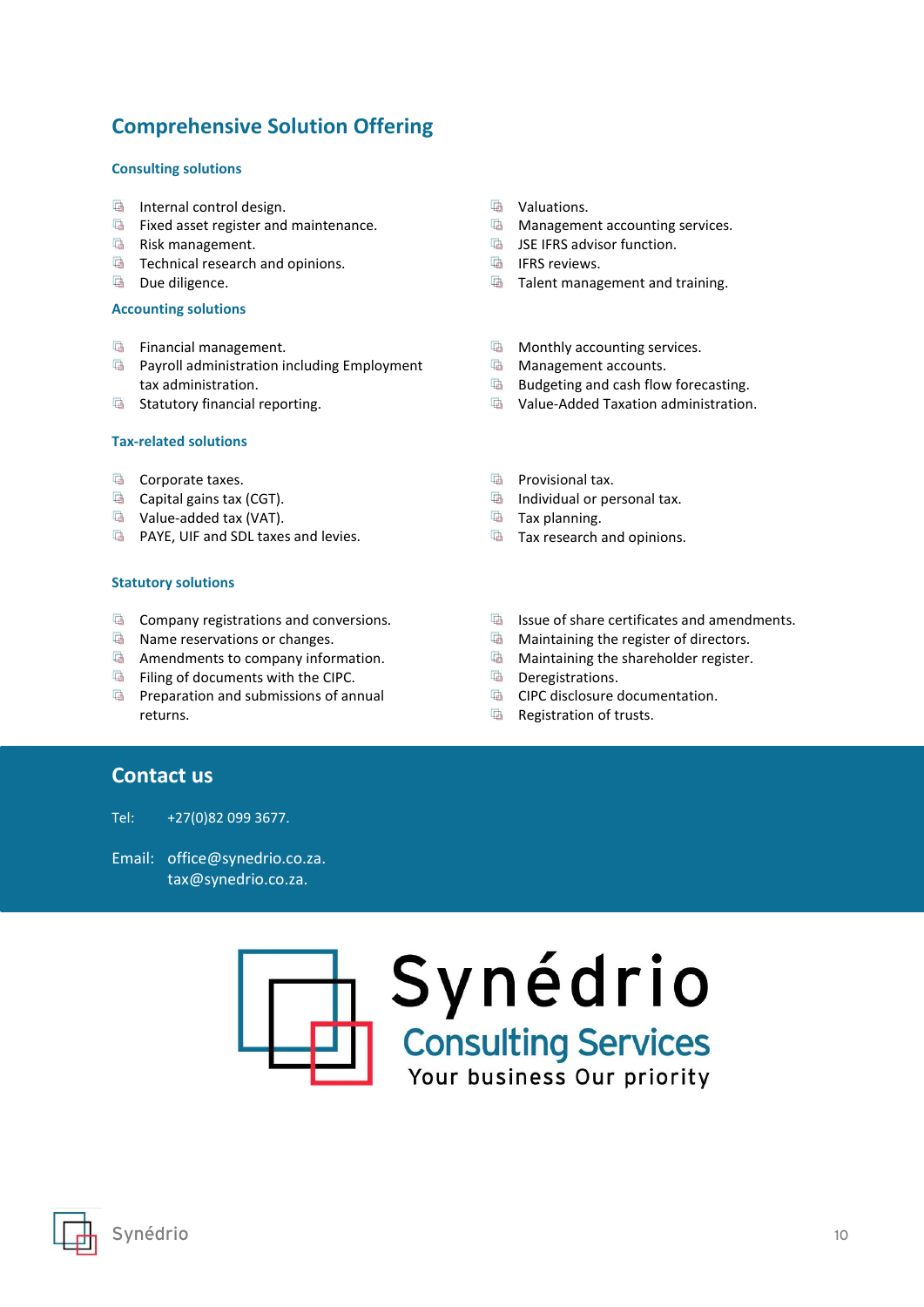## Comprehensive Solution Offering

### Consulting solutions

- Internal control design.
- Fixed asset register and maintenance.
- Risk management.
- Technical research and opinions.
- Due diligence.
- Valuations.
- Management accounting services.
- JSE IFRS advisor function.
- IFRS reviews.
- Talent management and training.

### Accounting solutions

- Financial management.
- Payroll administration including Employment tax administration.
- Statutory financial reporting.
- Monthly accounting services.
- Management accounts.
- Budgeting and cash flow forecasting.
- Value-Added Taxation administration.

### Tax-related solutions

- Corporate taxes.
- Capital gains tax (CGT).
- Value-added tax (VAT).
- PAYE, UIF and SDL taxes and levies.
- Provisional tax.
- Individual or personal tax.
- Tax planning.
- Tax research and opinions.

### Statutory solutions

- Company registrations and conversions.
- Name reservations or changes.
- Amendments to company information.
- Filing of documents with the CIPC.
- Preparation and submissions of annual returns.
- Issue of share certificates and amendments.
- Maintaining the register of directors.
- Maintaining the shareholder register.
- Deregistrations.
- CIPC disclosure documentation.
- Registration of trusts.

## Contact us

Tel: +27(0)82 099 3677.

Email: office@synedrio.co.za.
tax@synedrio.co.za.

Synédrio
Consulting Services
Your business Our priority